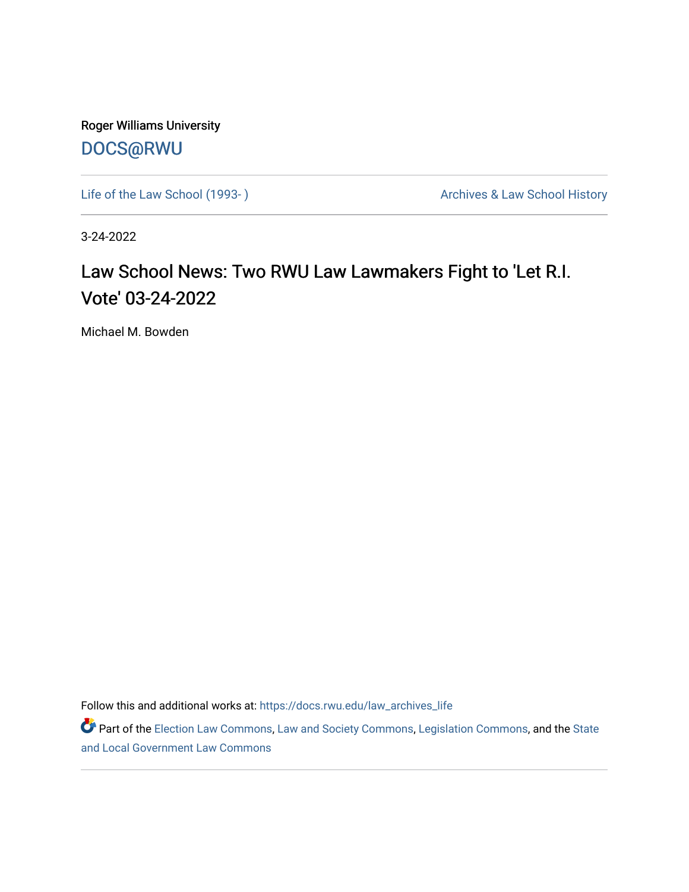Roger Williams University

DOCS@RWU

Life of the Law School (1993- )

Archives & Law School History

3-24-2022

# Law School News: Two RWU Law Lawmakers Fight to 'Let R.I. Vote' 03-24-2022

Michael M. Bowden

Follow this and additional works at: https://docs.rwu.edu/law_archives_life

Part of the Election Law Commons, Law and Society Commons, Legislation Commons, and the State and Local Government Law Commons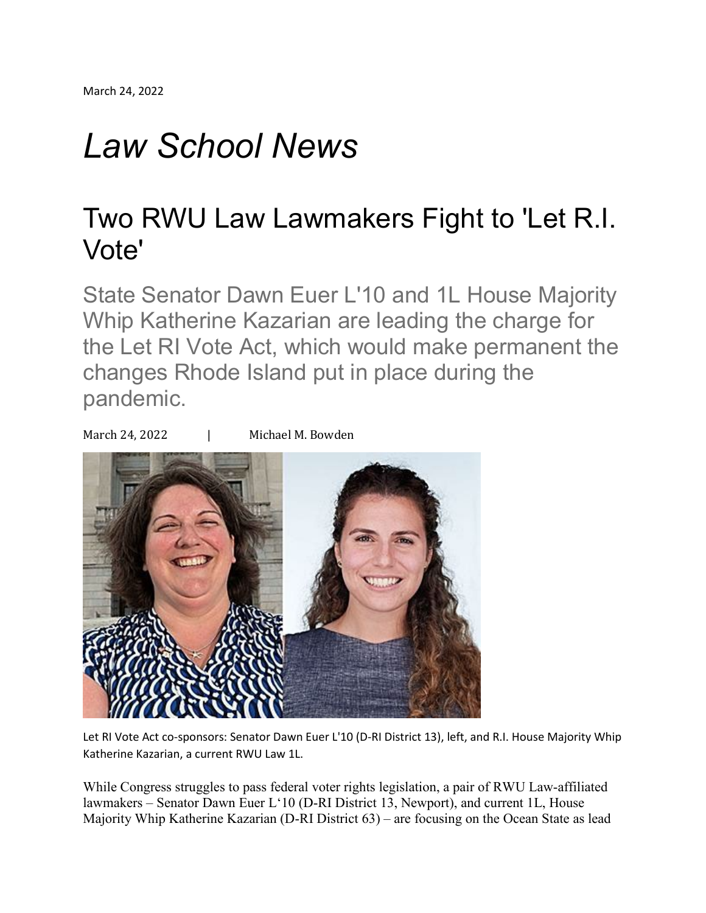March 24, 2022

# *Law School News*

## Two RWU Law Lawmakers Fight to 'Let R.I. Vote'

### State Senator Dawn Euer L'10 and 1L House Majority Whip Katherine Kazarian are leading the charge for the Let RI Vote Act, which would make permanent the changes Rhode Island put in place during the pandemic.

March 24, 2022 | Michael M. Bowden

Let RI Vote Act co-sponsors: Senator Dawn Euer L'10 (D-RI District 13), left, and R.I. House Majority Whip Katherine Kazarian, a current RWU Law 1L.

While Congress struggles to pass federal voter rights legislation, a pair of RWU Law-affiliated lawmakers – Senator Dawn Euer L'10 (D-RI District 13, Newport), and current 1L, House Majority Whip Katherine Kazarian (D-RI District 63) – are focusing on the Ocean State as lead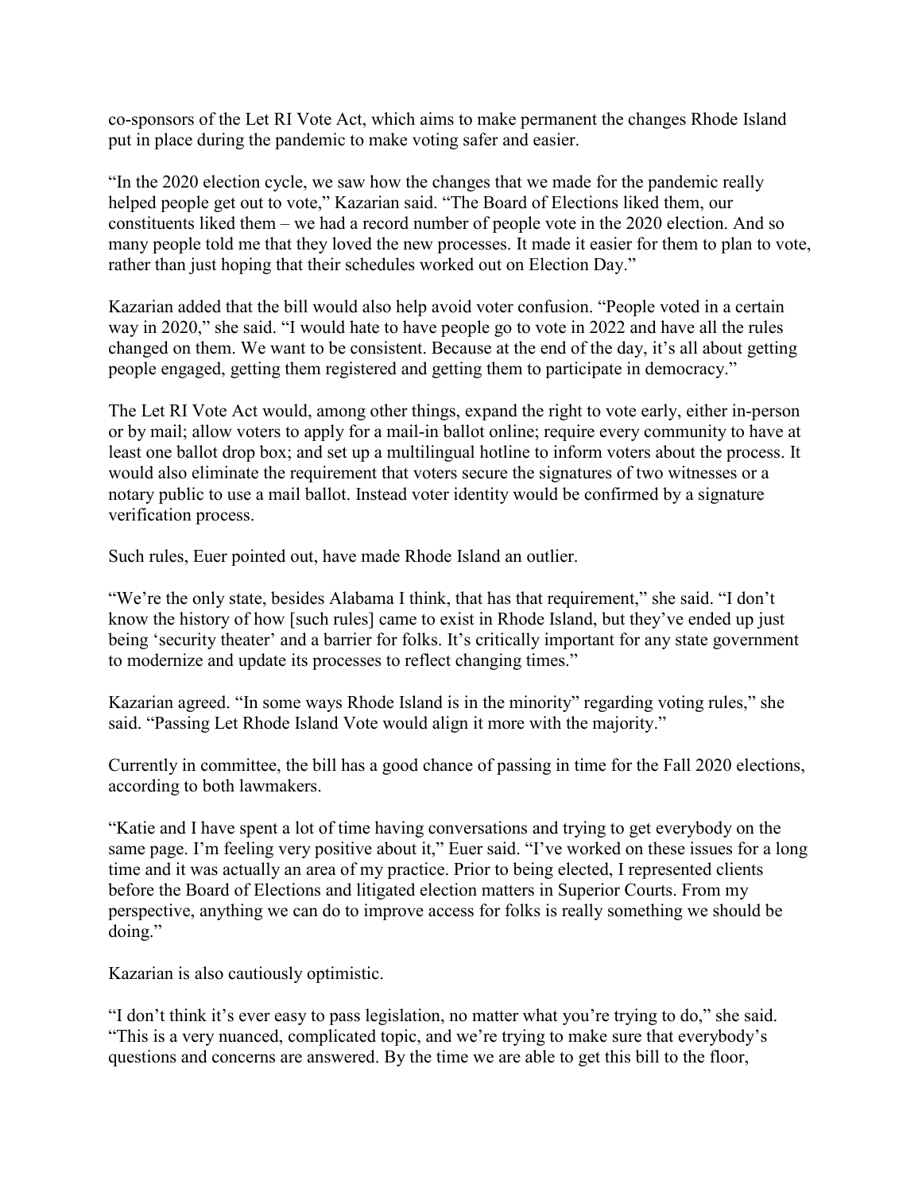co-sponsors of the Let RI Vote Act, which aims to make permanent the changes Rhode Island put in place during the pandemic to make voting safer and easier.

"In the 2020 election cycle, we saw how the changes that we made for the pandemic really helped people get out to vote," Kazarian said. "The Board of Elections liked them, our constituents liked them – we had a record number of people vote in the 2020 election. And so many people told me that they loved the new processes. It made it easier for them to plan to vote, rather than just hoping that their schedules worked out on Election Day."

Kazarian added that the bill would also help avoid voter confusion. "People voted in a certain way in 2020," she said. "I would hate to have people go to vote in 2022 and have all the rules changed on them. We want to be consistent. Because at the end of the day, it's all about getting people engaged, getting them registered and getting them to participate in democracy."

The Let RI Vote Act would, among other things, expand the right to vote early, either in-person or by mail; allow voters to apply for a mail-in ballot online; require every community to have at least one ballot drop box; and set up a multilingual hotline to inform voters about the process. It would also eliminate the requirement that voters secure the signatures of two witnesses or a notary public to use a mail ballot. Instead voter identity would be confirmed by a signature verification process.

Such rules, Euer pointed out, have made Rhode Island an outlier.

"We're the only state, besides Alabama I think, that has that requirement," she said. "I don't know the history of how [such rules] came to exist in Rhode Island, but they've ended up just being 'security theater' and a barrier for folks. It's critically important for any state government to modernize and update its processes to reflect changing times."

Kazarian agreed. "In some ways Rhode Island is in the minority" regarding voting rules," she said. "Passing Let Rhode Island Vote would align it more with the majority."

Currently in committee, the bill has a good chance of passing in time for the Fall 2020 elections, according to both lawmakers.

"Katie and I have spent a lot of time having conversations and trying to get everybody on the same page. I'm feeling very positive about it," Euer said. "I've worked on these issues for a long time and it was actually an area of my practice. Prior to being elected, I represented clients before the Board of Elections and litigated election matters in Superior Courts. From my perspective, anything we can do to improve access for folks is really something we should be doing."

Kazarian is also cautiously optimistic.

"I don't think it's ever easy to pass legislation, no matter what you're trying to do," she said. "This is a very nuanced, complicated topic, and we're trying to make sure that everybody's questions and concerns are answered. By the time we are able to get this bill to the floor,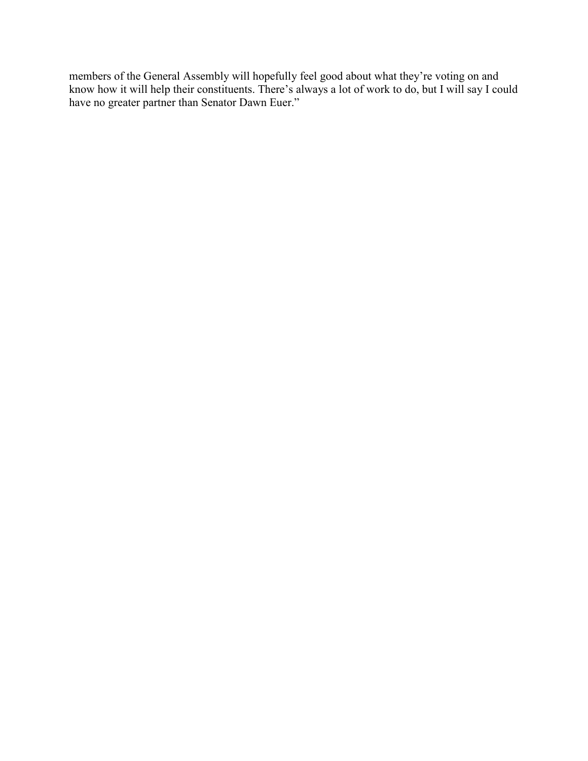members of the General Assembly will hopefully feel good about what they're voting on and know how it will help their constituents. There's always a lot of work to do, but I will say I could have no greater partner than Senator Dawn Euer."